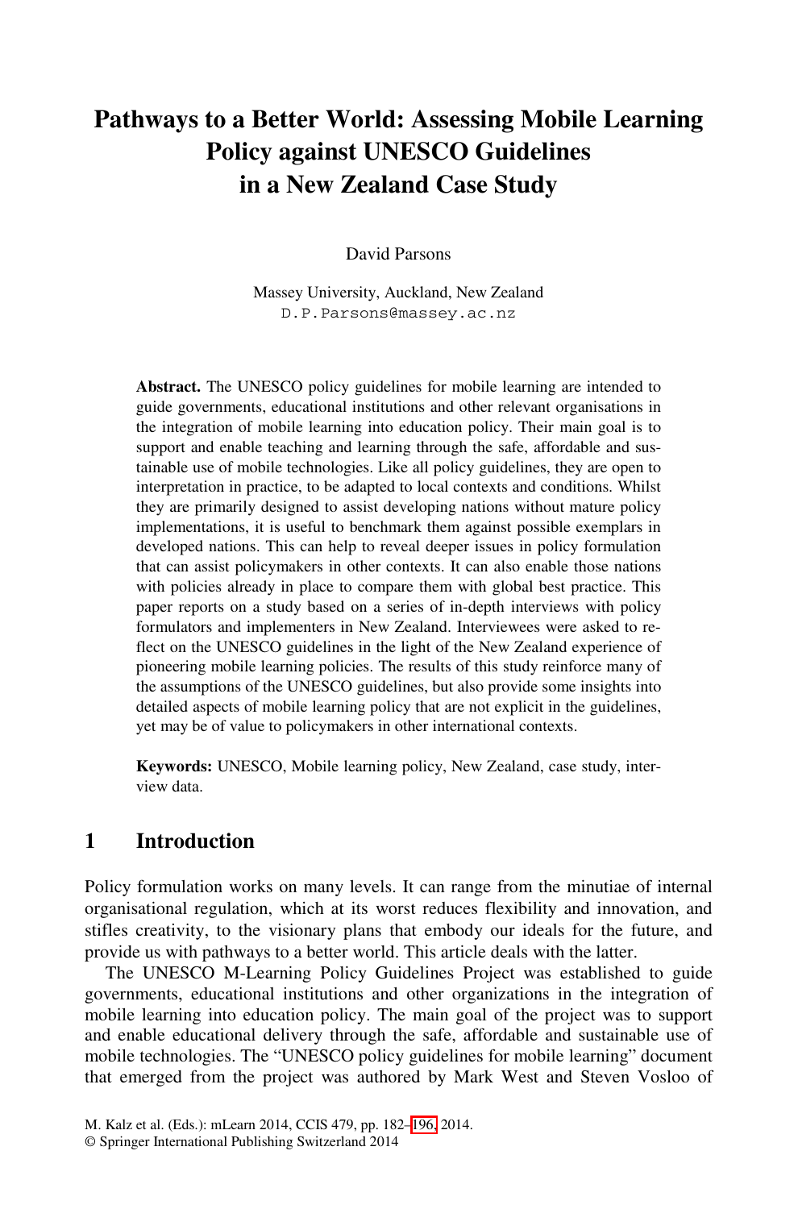# Pathways to a Better World: Assessing Mobile Learning Policy against UNESCO Guidelines in a New Zealand Case Study

David Parsons

Massey University, Auckland, New Zealand
D.P.Parsons@massey.ac.nz

**Abstract.** The UNESCO policy guidelines for mobile learning are intended to guide governments, educational institutions and other relevant organisations in the integration of mobile learning into education policy. Their main goal is to support and enable teaching and learning through the safe, affordable and sustainable use of mobile technologies. Like all policy guidelines, they are open to interpretation in practice, to be adapted to local contexts and conditions. Whilst they are primarily designed to assist developing nations without mature policy implementations, it is useful to benchmark them against possible exemplars in developed nations. This can help to reveal deeper issues in policy formulation that can assist policymakers in other contexts. It can also enable those nations with policies already in place to compare them with global best practice. This paper reports on a study based on a series of in-depth interviews with policy formulators and implementers in New Zealand. Interviewees were asked to reflect on the UNESCO guidelines in the light of the New Zealand experience of pioneering mobile learning policies. The results of this study reinforce many of the assumptions of the UNESCO guidelines, but also provide some insights into detailed aspects of mobile learning policy that are not explicit in the guidelines, yet may be of value to policymakers in other international contexts.

**Keywords:** UNESCO, Mobile learning policy, New Zealand, case study, interview data.

## 1 Introduction

Policy formulation works on many levels. It can range from the minutiae of internal organisational regulation, which at its worst reduces flexibility and innovation, and stifles creativity, to the visionary plans that embody our ideals for the future, and provide us with pathways to a better world. This article deals with the latter.

The UNESCO M-Learning Policy Guidelines Project was established to guide governments, educational institutions and other organizations in the integration of mobile learning into education policy. The main goal of the project was to support and enable educational delivery through the safe, affordable and sustainable use of mobile technologies. The "UNESCO policy guidelines for mobile learning" document that emerged from the project was authored by Mark West and Steven Vosloo of

M. Kalz et al. (Eds.): mLearn 2014, CCIS 479, pp. 182–196, 2014.
© Springer International Publishing Switzerland 2014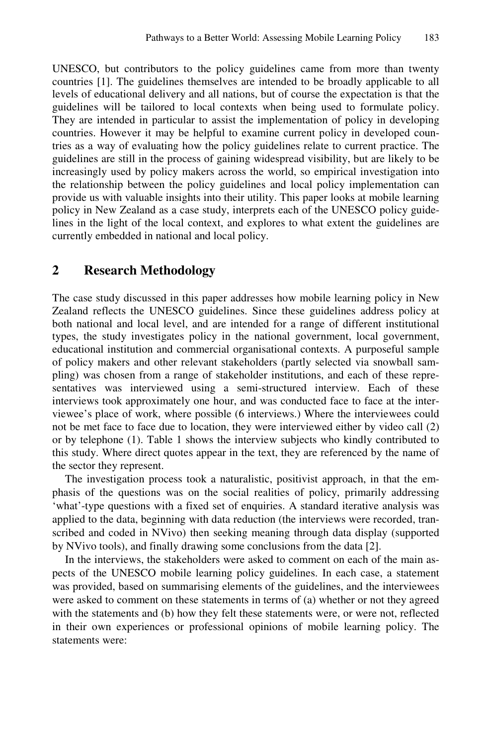UNESCO, but contributors to the policy guidelines came from more than twenty countries [1]. The guidelines themselves are intended to be broadly applicable to all levels of educational delivery and all nations, but of course the expectation is that the guidelines will be tailored to local contexts when being used to formulate policy. They are intended in particular to assist the implementation of policy in developing countries. However it may be helpful to examine current policy in developed countries as a way of evaluating how the policy guidelines relate to current practice. The guidelines are still in the process of gaining widespread visibility, but are likely to be increasingly used by policy makers across the world, so empirical investigation into the relationship between the policy guidelines and local policy implementation can provide us with valuable insights into their utility. This paper looks at mobile learning policy in New Zealand as a case study, interprets each of the UNESCO policy guidelines in the light of the local context, and explores to what extent the guidelines are currently embedded in national and local policy.

## 2 Research Methodology

The case study discussed in this paper addresses how mobile learning policy in New Zealand reflects the UNESCO guidelines. Since these guidelines address policy at both national and local level, and are intended for a range of different institutional types, the study investigates policy in the national government, local government, educational institution and commercial organisational contexts. A purposeful sample of policy makers and other relevant stakeholders (partly selected via snowball sampling) was chosen from a range of stakeholder institutions, and each of these representatives was interviewed using a semi-structured interview. Each of these interviews took approximately one hour, and was conducted face to face at the interviewee's place of work, where possible (6 interviews.) Where the interviewees could not be met face to face due to location, they were interviewed either by video call (2) or by telephone (1). Table 1 shows the interview subjects who kindly contributed to this study. Where direct quotes appear in the text, they are referenced by the name of the sector they represent.

The investigation process took a naturalistic, positivist approach, in that the emphasis of the questions was on the social realities of policy, primarily addressing 'what'-type questions with a fixed set of enquiries. A standard iterative analysis was applied to the data, beginning with data reduction (the interviews were recorded, transcribed and coded in NVivo) then seeking meaning through data display (supported by NVivo tools), and finally drawing some conclusions from the data [2].

In the interviews, the stakeholders were asked to comment on each of the main aspects of the UNESCO mobile learning policy guidelines. In each case, a statement was provided, based on summarising elements of the guidelines, and the interviewees were asked to comment on these statements in terms of (a) whether or not they agreed with the statements and (b) how they felt these statements were, or were not, reflected in their own experiences or professional opinions of mobile learning policy. The statements were: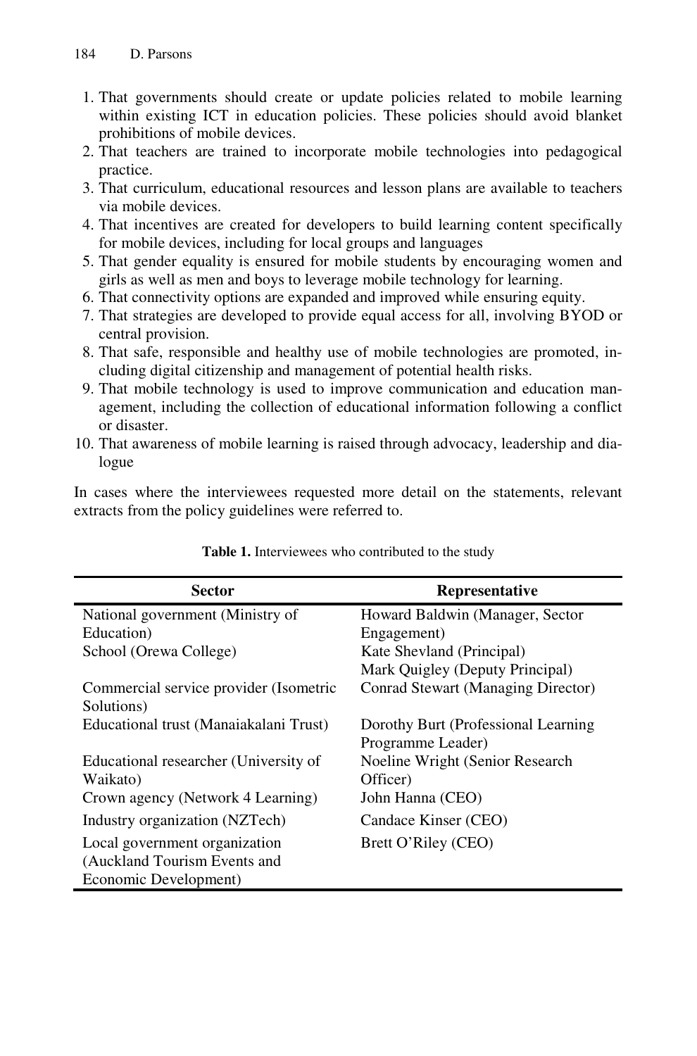1. That governments should create or update policies related to mobile learning within existing ICT in education policies. These policies should avoid blanket prohibitions of mobile devices.
2. That teachers are trained to incorporate mobile technologies into pedagogical practice.
3. That curriculum, educational resources and lesson plans are available to teachers via mobile devices.
4. That incentives are created for developers to build learning content specifically for mobile devices, including for local groups and languages
5. That gender equality is ensured for mobile students by encouraging women and girls as well as men and boys to leverage mobile technology for learning.
6. That connectivity options are expanded and improved while ensuring equity.
7. That strategies are developed to provide equal access for all, involving BYOD or central provision.
8. That safe, responsible and healthy use of mobile technologies are promoted, including digital citizenship and management of potential health risks.
9. That mobile technology is used to improve communication and education management, including the collection of educational information following a conflict or disaster.
10. That awareness of mobile learning is raised through advocacy, leadership and dialogue

In cases where the interviewees requested more detail on the statements, relevant extracts from the policy guidelines were referred to.

**Table 1.** Interviewees who contributed to the study

| Sector | Representative |
|---|---|
| National government (Ministry of Education) | Howard Baldwin (Manager, Sector Engagement) |
| School (Orewa College) | Kate Shevland (Principal)<br>Mark Quigley (Deputy Principal) |
| Commercial service provider (Isometric Solutions) | Conrad Stewart (Managing Director) |
| Educational trust (Manaiakalani Trust) | Dorothy Burt (Professional Learning Programme Leader) |
| Educational researcher (University of Waikato) | Noeline Wright (Senior Research Officer) |
| Crown agency (Network 4 Learning) | John Hanna (CEO) |
| Industry organization (NZTech) | Candace Kinser (CEO) |
| Local government organization (Auckland Tourism Events and Economic Development) | Brett O'Riley (CEO) |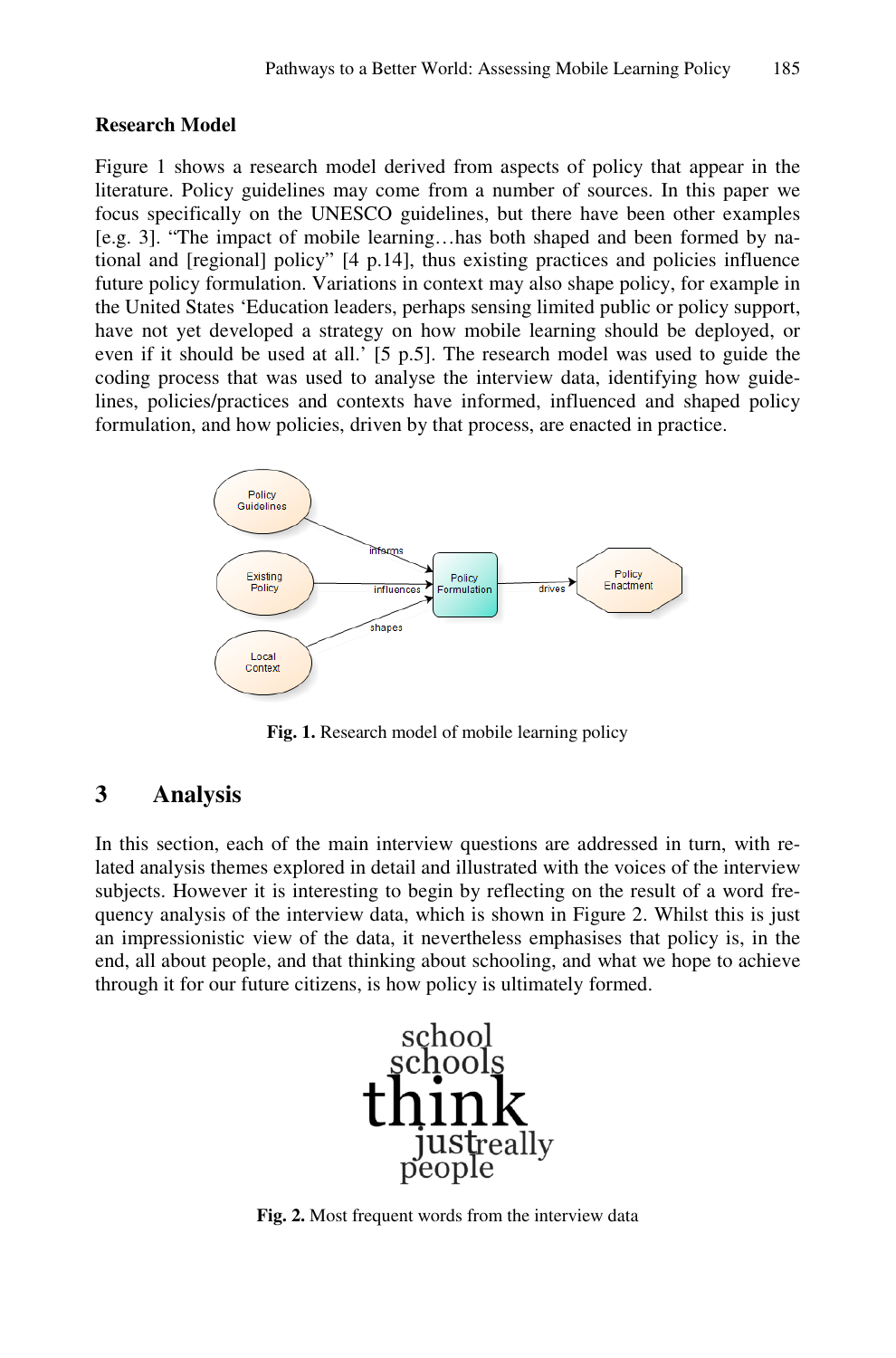**Research Model**

Figure 1 shows a research model derived from aspects of policy that appear in the literature. Policy guidelines may come from a number of sources. In this paper we focus specifically on the UNESCO guidelines, but there have been other examples [e.g. 3]. "The impact of mobile learning…has both shaped and been formed by national and [regional] policy" [4 p.14], thus existing practices and policies influence future policy formulation. Variations in context may also shape policy, for example in the United States 'Education leaders, perhaps sensing limited public or policy support, have not yet developed a strategy on how mobile learning should be deployed, or even if it should be used at all.' [5 p.5]. The research model was used to guide the coding process that was used to analyse the interview data, identifying how guidelines, policies/practices and contexts have informed, influenced and shaped policy formulation, and how policies, driven by that process, are enacted in practice.

**Fig. 1.** Research model of mobile learning policy

## 3 Analysis

In this section, each of the main interview questions are addressed in turn, with related analysis themes explored in detail and illustrated with the voices of the interview subjects. However it is interesting to begin by reflecting on the result of a word frequency analysis of the interview data, which is shown in Figure 2. Whilst this is just an impressionistic view of the data, it nevertheless emphasises that policy is, in the end, all about people, and that thinking about schooling, and what we hope to achieve through it for our future citizens, is how policy is ultimately formed.

**Fig. 2.** Most frequent words from the interview data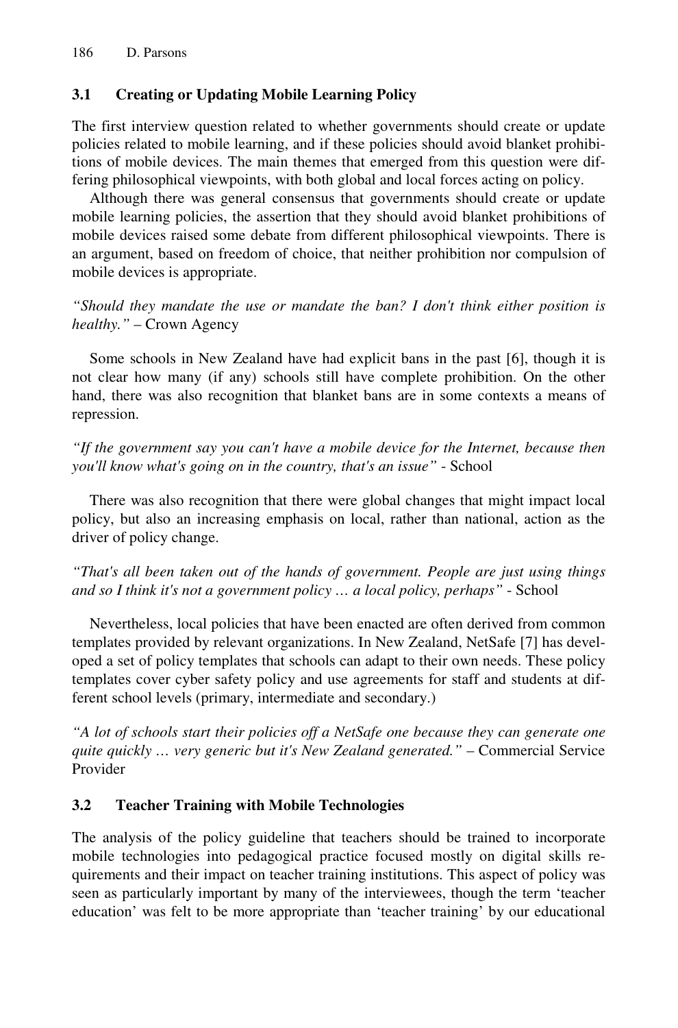### 3.1 Creating or Updating Mobile Learning Policy

The first interview question related to whether governments should create or update policies related to mobile learning, and if these policies should avoid blanket prohibitions of mobile devices. The main themes that emerged from this question were differing philosophical viewpoints, with both global and local forces acting on policy.

Although there was general consensus that governments should create or update mobile learning policies, the assertion that they should avoid blanket prohibitions of mobile devices raised some debate from different philosophical viewpoints. There is an argument, based on freedom of choice, that neither prohibition nor compulsion of mobile devices is appropriate.

*"Should they mandate the use or mandate the ban? I don't think either position is healthy."* – Crown Agency

Some schools in New Zealand have had explicit bans in the past [6], though it is not clear how many (if any) schools still have complete prohibition. On the other hand, there was also recognition that blanket bans are in some contexts a means of repression.

*"If the government say you can't have a mobile device for the Internet, because then you'll know what's going on in the country, that's an issue"* - School

There was also recognition that there were global changes that might impact local policy, but also an increasing emphasis on local, rather than national, action as the driver of policy change.

*"That's all been taken out of the hands of government. People are just using things and so I think it's not a government policy … a local policy, perhaps"* - School

Nevertheless, local policies that have been enacted are often derived from common templates provided by relevant organizations. In New Zealand, NetSafe [7] has developed a set of policy templates that schools can adapt to their own needs. These policy templates cover cyber safety policy and use agreements for staff and students at different school levels (primary, intermediate and secondary.)

*"A lot of schools start their policies off a NetSafe one because they can generate one quite quickly … very generic but it's New Zealand generated."* – Commercial Service Provider

### 3.2 Teacher Training with Mobile Technologies

The analysis of the policy guideline that teachers should be trained to incorporate mobile technologies into pedagogical practice focused mostly on digital skills requirements and their impact on teacher training institutions. This aspect of policy was seen as particularly important by many of the interviewees, though the term 'teacher education' was felt to be more appropriate than 'teacher training' by our educational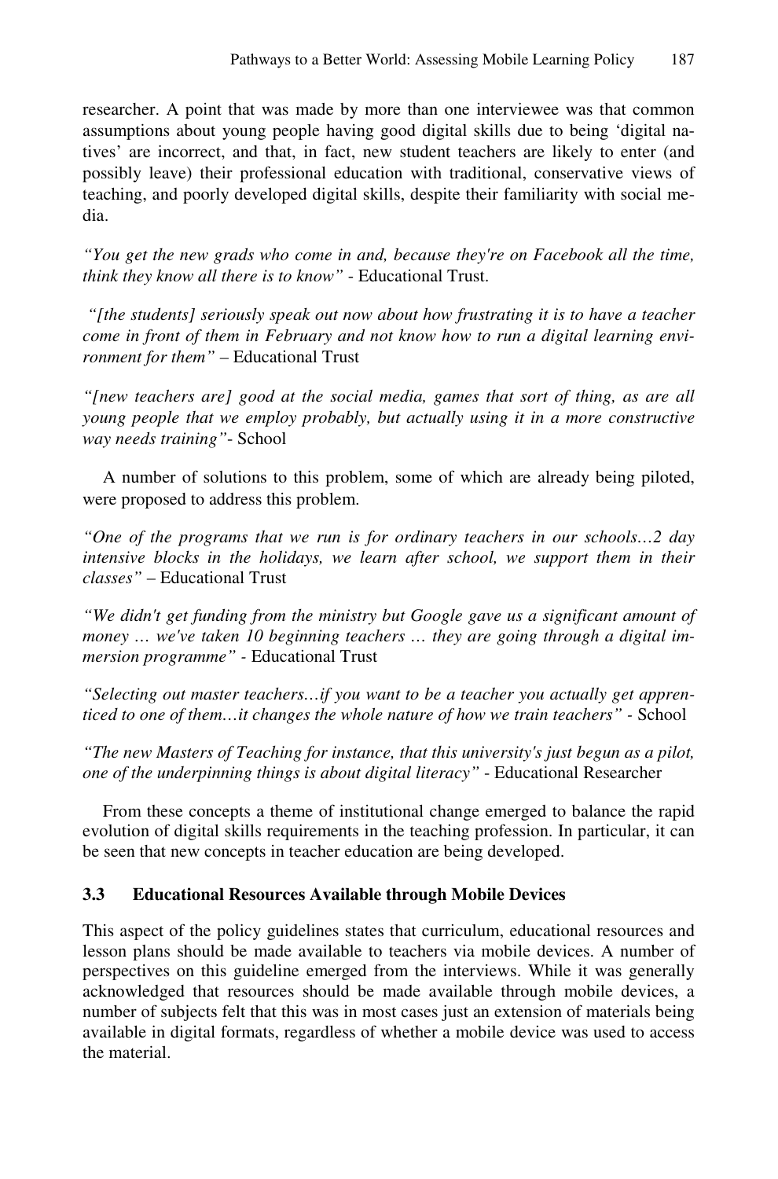researcher. A point that was made by more than one interviewee was that common assumptions about young people having good digital skills due to being 'digital natives' are incorrect, and that, in fact, new student teachers are likely to enter (and possibly leave) their professional education with traditional, conservative views of teaching, and poorly developed digital skills, despite their familiarity with social media.

*"You get the new grads who come in and, because they're on Facebook all the time, think they know all there is to know"* - Educational Trust.

*"[the students] seriously speak out now about how frustrating it is to have a teacher come in front of them in February and not know how to run a digital learning environment for them"* – Educational Trust

*"[new teachers are] good at the social media, games that sort of thing, as are all young people that we employ probably, but actually using it in a more constructive way needs training"*- School

A number of solutions to this problem, some of which are already being piloted, were proposed to address this problem.

*"One of the programs that we run is for ordinary teachers in our schools…2 day intensive blocks in the holidays, we learn after school, we support them in their classes"* – Educational Trust

*"We didn't get funding from the ministry but Google gave us a significant amount of money … we've taken 10 beginning teachers … they are going through a digital immersion programme"* - Educational Trust

*"Selecting out master teachers…if you want to be a teacher you actually get apprenticed to one of them…it changes the whole nature of how we train teachers"* - School

*"The new Masters of Teaching for instance, that this university's just begun as a pilot, one of the underpinning things is about digital literacy"* - Educational Researcher

From these concepts a theme of institutional change emerged to balance the rapid evolution of digital skills requirements in the teaching profession. In particular, it can be seen that new concepts in teacher education are being developed.

### 3.3 Educational Resources Available through Mobile Devices

This aspect of the policy guidelines states that curriculum, educational resources and lesson plans should be made available to teachers via mobile devices. A number of perspectives on this guideline emerged from the interviews. While it was generally acknowledged that resources should be made available through mobile devices, a number of subjects felt that this was in most cases just an extension of materials being available in digital formats, regardless of whether a mobile device was used to access the material.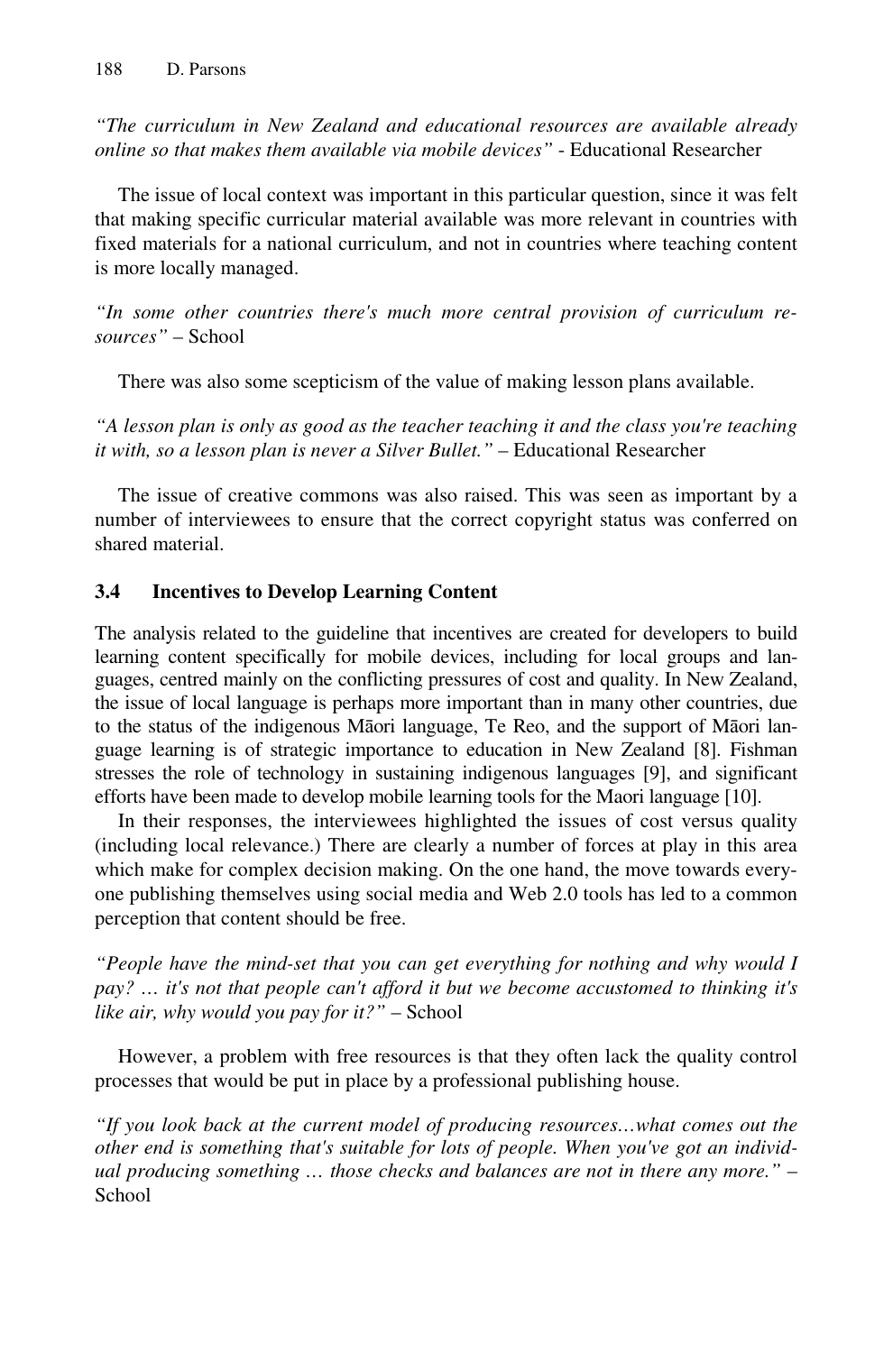*"The curriculum in New Zealand and educational resources are available already online so that makes them available via mobile devices"* - Educational Researcher

The issue of local context was important in this particular question, since it was felt that making specific curricular material available was more relevant in countries with fixed materials for a national curriculum, and not in countries where teaching content is more locally managed.

*"In some other countries there's much more central provision of curriculum resources"* – School

There was also some scepticism of the value of making lesson plans available.

*"A lesson plan is only as good as the teacher teaching it and the class you're teaching it with, so a lesson plan is never a Silver Bullet."* – Educational Researcher

The issue of creative commons was also raised. This was seen as important by a number of interviewees to ensure that the correct copyright status was conferred on shared material.

### 3.4 Incentives to Develop Learning Content

The analysis related to the guideline that incentives are created for developers to build learning content specifically for mobile devices, including for local groups and languages, centred mainly on the conflicting pressures of cost and quality. In New Zealand, the issue of local language is perhaps more important than in many other countries, due to the status of the indigenous Māori language, Te Reo, and the support of Māori language learning is of strategic importance to education in New Zealand [8]. Fishman stresses the role of technology in sustaining indigenous languages [9], and significant efforts have been made to develop mobile learning tools for the Maori language [10].

In their responses, the interviewees highlighted the issues of cost versus quality (including local relevance.) There are clearly a number of forces at play in this area which make for complex decision making. On the one hand, the move towards everyone publishing themselves using social media and Web 2.0 tools has led to a common perception that content should be free.

*"People have the mind-set that you can get everything for nothing and why would I pay? … it's not that people can't afford it but we become accustomed to thinking it's like air, why would you pay for it?"* – School

However, a problem with free resources is that they often lack the quality control processes that would be put in place by a professional publishing house.

*"If you look back at the current model of producing resources…what comes out the other end is something that's suitable for lots of people. When you've got an individual producing something … those checks and balances are not in there any more."* – School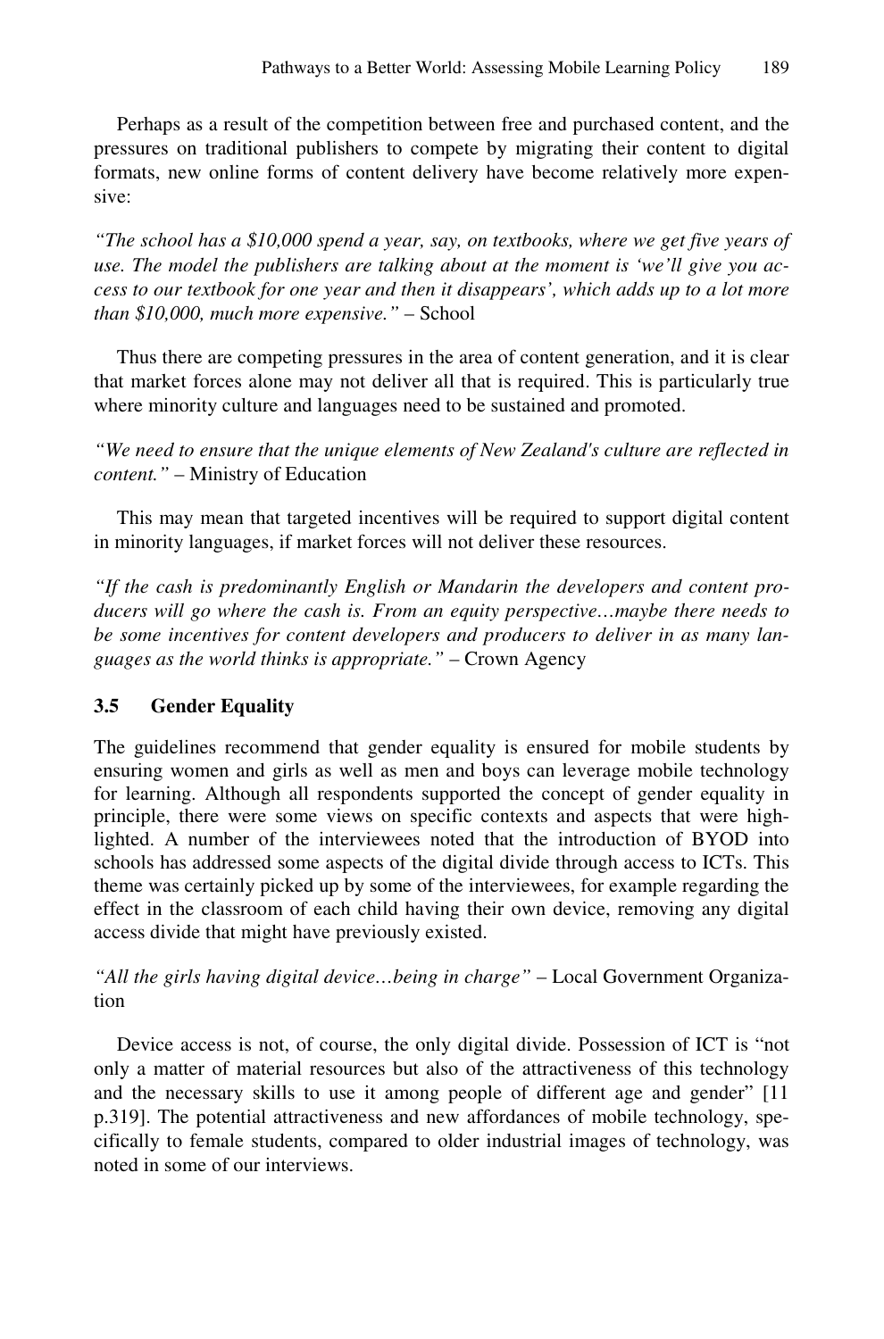Perhaps as a result of the competition between free and purchased content, and the pressures on traditional publishers to compete by migrating their content to digital formats, new online forms of content delivery have become relatively more expensive:

*"The school has a $10,000 spend a year, say, on textbooks, where we get five years of use. The model the publishers are talking about at the moment is 'we'll give you access to our textbook for one year and then it disappears', which adds up to a lot more than $10,000, much more expensive."* – School

Thus there are competing pressures in the area of content generation, and it is clear that market forces alone may not deliver all that is required. This is particularly true where minority culture and languages need to be sustained and promoted.

*"We need to ensure that the unique elements of New Zealand's culture are reflected in content."* – Ministry of Education

This may mean that targeted incentives will be required to support digital content in minority languages, if market forces will not deliver these resources.

*"If the cash is predominantly English or Mandarin the developers and content producers will go where the cash is. From an equity perspective…maybe there needs to be some incentives for content developers and producers to deliver in as many languages as the world thinks is appropriate."* – Crown Agency

### 3.5 Gender Equality

The guidelines recommend that gender equality is ensured for mobile students by ensuring women and girls as well as men and boys can leverage mobile technology for learning. Although all respondents supported the concept of gender equality in principle, there were some views on specific contexts and aspects that were highlighted. A number of the interviewees noted that the introduction of BYOD into schools has addressed some aspects of the digital divide through access to ICTs. This theme was certainly picked up by some of the interviewees, for example regarding the effect in the classroom of each child having their own device, removing any digital access divide that might have previously existed.

*"All the girls having digital device…being in charge"* – Local Government Organization

Device access is not, of course, the only digital divide. Possession of ICT is "not only a matter of material resources but also of the attractiveness of this technology and the necessary skills to use it among people of different age and gender" [11 p.319]. The potential attractiveness and new affordances of mobile technology, specifically to female students, compared to older industrial images of technology, was noted in some of our interviews.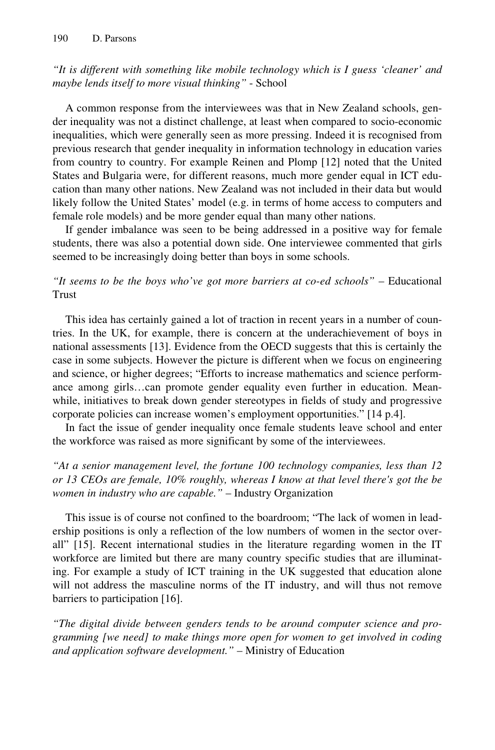*"It is different with something like mobile technology which is I guess 'cleaner' and maybe lends itself to more visual thinking"* - School

A common response from the interviewees was that in New Zealand schools, gender inequality was not a distinct challenge, at least when compared to socio-economic inequalities, which were generally seen as more pressing. Indeed it is recognised from previous research that gender inequality in information technology in education varies from country to country. For example Reinen and Plomp [12] noted that the United States and Bulgaria were, for different reasons, much more gender equal in ICT education than many other nations. New Zealand was not included in their data but would likely follow the United States' model (e.g. in terms of home access to computers and female role models) and be more gender equal than many other nations.

If gender imbalance was seen to be being addressed in a positive way for female students, there was also a potential down side. One interviewee commented that girls seemed to be increasingly doing better than boys in some schools.

*"It seems to be the boys who've got more barriers at co-ed schools"* – Educational Trust

This idea has certainly gained a lot of traction in recent years in a number of countries. In the UK, for example, there is concern at the underachievement of boys in national assessments [13]. Evidence from the OECD suggests that this is certainly the case in some subjects. However the picture is different when we focus on engineering and science, or higher degrees; "Efforts to increase mathematics and science performance among girls…can promote gender equality even further in education. Meanwhile, initiatives to break down gender stereotypes in fields of study and progressive corporate policies can increase women's employment opportunities." [14 p.4].

In fact the issue of gender inequality once female students leave school and enter the workforce was raised as more significant by some of the interviewees.

*"At a senior management level, the fortune 100 technology companies, less than 12 or 13 CEOs are female, 10% roughly, whereas I know at that level there's got the be women in industry who are capable."* – Industry Organization

This issue is of course not confined to the boardroom; "The lack of women in leadership positions is only a reflection of the low numbers of women in the sector overall" [15]. Recent international studies in the literature regarding women in the IT workforce are limited but there are many country specific studies that are illuminating. For example a study of ICT training in the UK suggested that education alone will not address the masculine norms of the IT industry, and will thus not remove barriers to participation [16].

*"The digital divide between genders tends to be around computer science and programming [we need] to make things more open for women to get involved in coding and application software development."* – Ministry of Education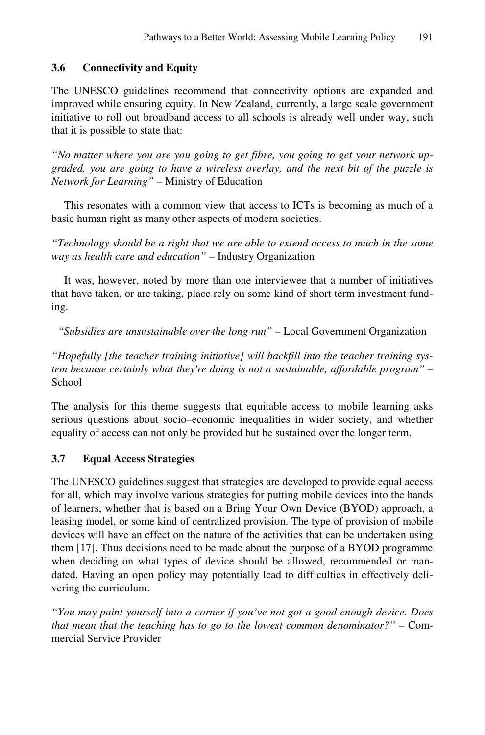### 3.6 Connectivity and Equity

The UNESCO guidelines recommend that connectivity options are expanded and improved while ensuring equity. In New Zealand, currently, a large scale government initiative to roll out broadband access to all schools is already well under way, such that it is possible to state that:

*"No matter where you are you going to get fibre, you going to get your network upgraded, you are going to have a wireless overlay, and the next bit of the puzzle is Network for Learning"* – Ministry of Education

This resonates with a common view that access to ICTs is becoming as much of a basic human right as many other aspects of modern societies.

*"Technology should be a right that we are able to extend access to much in the same way as health care and education"* – Industry Organization

It was, however, noted by more than one interviewee that a number of initiatives that have taken, or are taking, place rely on some kind of short term investment funding.

*"Subsidies are unsustainable over the long run"* – Local Government Organization

*"Hopefully [the teacher training initiative] will backfill into the teacher training system because certainly what they're doing is not a sustainable, affordable program"* – School

The analysis for this theme suggests that equitable access to mobile learning asks serious questions about socio–economic inequalities in wider society, and whether equality of access can not only be provided but be sustained over the longer term.

### 3.7 Equal Access Strategies

The UNESCO guidelines suggest that strategies are developed to provide equal access for all, which may involve various strategies for putting mobile devices into the hands of learners, whether that is based on a Bring Your Own Device (BYOD) approach, a leasing model, or some kind of centralized provision. The type of provision of mobile devices will have an effect on the nature of the activities that can be undertaken using them [17]. Thus decisions need to be made about the purpose of a BYOD programme when deciding on what types of device should be allowed, recommended or mandated. Having an open policy may potentially lead to difficulties in effectively delivering the curriculum.

*"You may paint yourself into a corner if you've not got a good enough device. Does that mean that the teaching has to go to the lowest common denominator?"* – Commercial Service Provider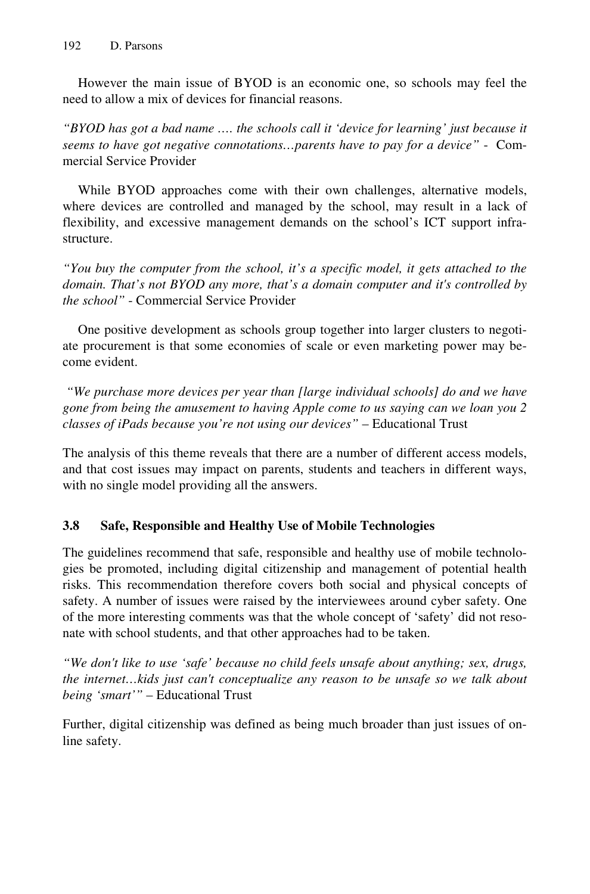However the main issue of BYOD is an economic one, so schools may feel the need to allow a mix of devices for financial reasons.

*"BYOD has got a bad name …. the schools call it 'device for learning' just because it seems to have got negative connotations…parents have to pay for a device"* - Commercial Service Provider

While BYOD approaches come with their own challenges, alternative models, where devices are controlled and managed by the school, may result in a lack of flexibility, and excessive management demands on the school's ICT support infrastructure.

*"You buy the computer from the school, it's a specific model, it gets attached to the domain. That's not BYOD any more, that's a domain computer and it's controlled by the school"* - Commercial Service Provider

One positive development as schools group together into larger clusters to negotiate procurement is that some economies of scale or even marketing power may become evident.

*"We purchase more devices per year than [large individual schools] do and we have gone from being the amusement to having Apple come to us saying can we loan you 2 classes of iPads because you're not using our devices"* – Educational Trust

The analysis of this theme reveals that there are a number of different access models, and that cost issues may impact on parents, students and teachers in different ways, with no single model providing all the answers.

### 3.8 Safe, Responsible and Healthy Use of Mobile Technologies

The guidelines recommend that safe, responsible and healthy use of mobile technologies be promoted, including digital citizenship and management of potential health risks. This recommendation therefore covers both social and physical concepts of safety. A number of issues were raised by the interviewees around cyber safety. One of the more interesting comments was that the whole concept of 'safety' did not resonate with school students, and that other approaches had to be taken.

*"We don't like to use 'safe' because no child feels unsafe about anything; sex, drugs, the internet…kids just can't conceptualize any reason to be unsafe so we talk about being 'smart'"* – Educational Trust

Further, digital citizenship was defined as being much broader than just issues of online safety.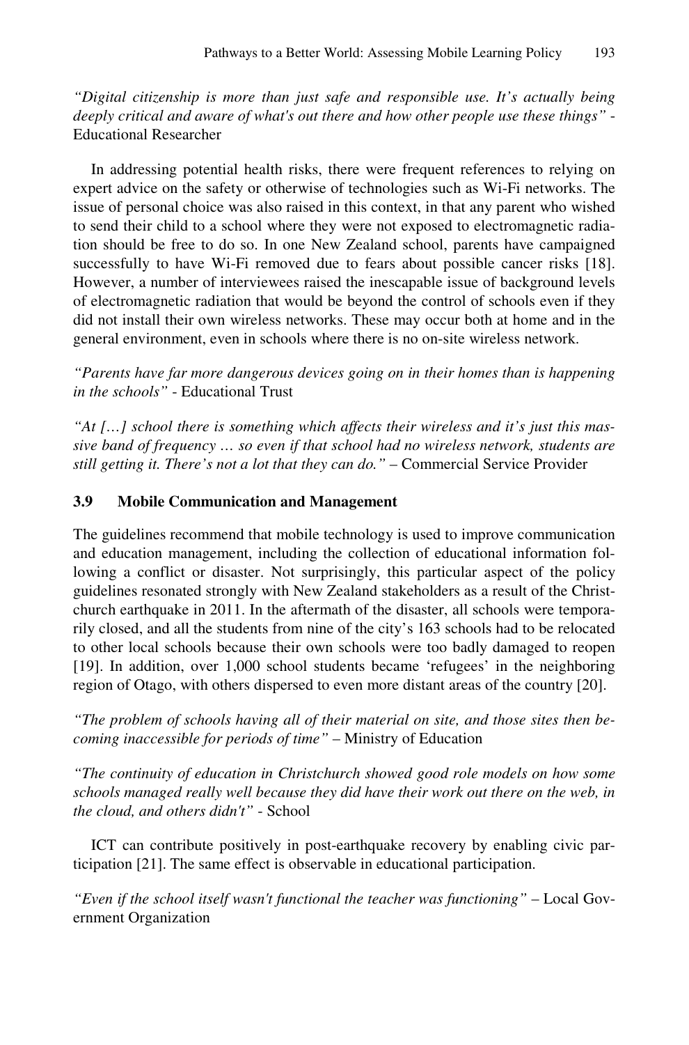*"Digital citizenship is more than just safe and responsible use. It's actually being deeply critical and aware of what's out there and how other people use these things"* - Educational Researcher

In addressing potential health risks, there were frequent references to relying on expert advice on the safety or otherwise of technologies such as Wi-Fi networks. The issue of personal choice was also raised in this context, in that any parent who wished to send their child to a school where they were not exposed to electromagnetic radiation should be free to do so. In one New Zealand school, parents have campaigned successfully to have Wi-Fi removed due to fears about possible cancer risks [18]. However, a number of interviewees raised the inescapable issue of background levels of electromagnetic radiation that would be beyond the control of schools even if they did not install their own wireless networks. These may occur both at home and in the general environment, even in schools where there is no on-site wireless network.

*"Parents have far more dangerous devices going on in their homes than is happening in the schools"* - Educational Trust

*"At […] school there is something which affects their wireless and it's just this massive band of frequency … so even if that school had no wireless network, students are still getting it. There's not a lot that they can do."* – Commercial Service Provider

### 3.9 Mobile Communication and Management

The guidelines recommend that mobile technology is used to improve communication and education management, including the collection of educational information following a conflict or disaster. Not surprisingly, this particular aspect of the policy guidelines resonated strongly with New Zealand stakeholders as a result of the Christchurch earthquake in 2011. In the aftermath of the disaster, all schools were temporarily closed, and all the students from nine of the city's 163 schools had to be relocated to other local schools because their own schools were too badly damaged to reopen [19]. In addition, over 1,000 school students became 'refugees' in the neighboring region of Otago, with others dispersed to even more distant areas of the country [20].

*"The problem of schools having all of their material on site, and those sites then becoming inaccessible for periods of time"* – Ministry of Education

*"The continuity of education in Christchurch showed good role models on how some schools managed really well because they did have their work out there on the web, in the cloud, and others didn't"* - School

ICT can contribute positively in post-earthquake recovery by enabling civic participation [21]. The same effect is observable in educational participation.

*"Even if the school itself wasn't functional the teacher was functioning"* – Local Government Organization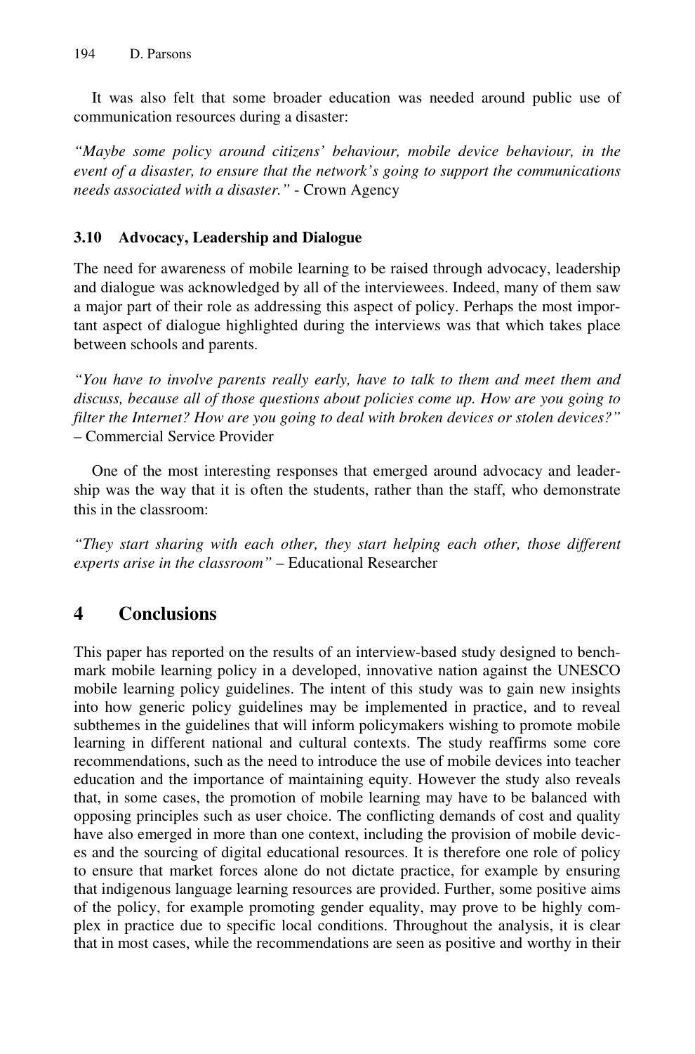It was also felt that some broader education was needed around public use of communication resources during a disaster:

*"Maybe some policy around citizens' behaviour, mobile device behaviour, in the event of a disaster, to ensure that the network's going to support the communications needs associated with a disaster."* - Crown Agency

### 3.10 Advocacy, Leadership and Dialogue

The need for awareness of mobile learning to be raised through advocacy, leadership and dialogue was acknowledged by all of the interviewees. Indeed, many of them saw a major part of their role as addressing this aspect of policy. Perhaps the most important aspect of dialogue highlighted during the interviews was that which takes place between schools and parents.

*"You have to involve parents really early, have to talk to them and meet them and discuss, because all of those questions about policies come up. How are you going to filter the Internet? How are you going to deal with broken devices or stolen devices?"* – Commercial Service Provider

One of the most interesting responses that emerged around advocacy and leadership was the way that it is often the students, rather than the staff, who demonstrate this in the classroom:

*"They start sharing with each other, they start helping each other, those different experts arise in the classroom"* – Educational Researcher

## 4 Conclusions

This paper has reported on the results of an interview-based study designed to benchmark mobile learning policy in a developed, innovative nation against the UNESCO mobile learning policy guidelines. The intent of this study was to gain new insights into how generic policy guidelines may be implemented in practice, and to reveal subthemes in the guidelines that will inform policymakers wishing to promote mobile learning in different national and cultural contexts. The study reaffirms some core recommendations, such as the need to introduce the use of mobile devices into teacher education and the importance of maintaining equity. However the study also reveals that, in some cases, the promotion of mobile learning may have to be balanced with opposing principles such as user choice. The conflicting demands of cost and quality have also emerged in more than one context, including the provision of mobile devices and the sourcing of digital educational resources. It is therefore one role of policy to ensure that market forces alone do not dictate practice, for example by ensuring that indigenous language learning resources are provided. Further, some positive aims of the policy, for example promoting gender equality, may prove to be highly complex in practice due to specific local conditions. Throughout the analysis, it is clear that in most cases, while the recommendations are seen as positive and worthy in their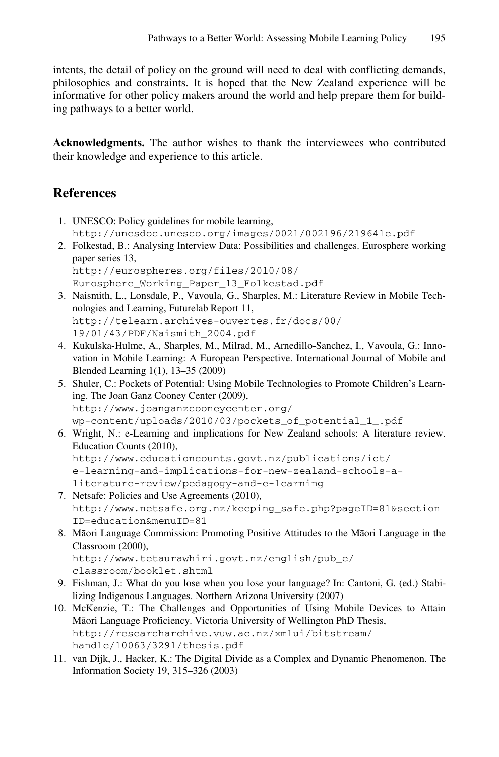intents, the detail of policy on the ground will need to deal with conflicting demands, philosophies and constraints. It is hoped that the New Zealand experience will be informative for other policy makers around the world and help prepare them for building pathways to a better world.

**Acknowledgments.** The author wishes to thank the interviewees who contributed their knowledge and experience to this article.

## References

1. UNESCO: Policy guidelines for mobile learning, http://unesdoc.unesco.org/images/0021/002196/219641e.pdf
2. Folkestad, B.: Analysing Interview Data: Possibilities and challenges. Eurosphere working paper series 13, http://eurospheres.org/files/2010/08/Eurosphere_Working_Paper_13_Folkestad.pdf
3. Naismith, L., Lonsdale, P., Vavoula, G., Sharples, M.: Literature Review in Mobile Technologies and Learning, Futurelab Report 11, http://telearn.archives-ouvertes.fr/docs/00/19/01/43/PDF/Naismith_2004.pdf
4. Kukulska-Hulme, A., Sharples, M., Milrad, M., Arnedillo-Sanchez, I., Vavoula, G.: Innovation in Mobile Learning: A European Perspective. International Journal of Mobile and Blended Learning 1(1), 13–35 (2009)
5. Shuler, C.: Pockets of Potential: Using Mobile Technologies to Promote Children's Learning. The Joan Ganz Cooney Center (2009), http://www.joanganzcooneycenter.org/wp-content/uploads/2010/03/pockets_of_potential_1_.pdf
6. Wright, N.: e-Learning and implications for New Zealand schools: A literature review. Education Counts (2010), http://www.educationcounts.govt.nz/publications/ict/e-learning-and-implications-for-new-zealand-schools-a-literature-review/pedagogy-and-e-learning
7. Netsafe: Policies and Use Agreements (2010), http://www.netsafe.org.nz/keeping_safe.php?pageID=81&sectionID=education&menuID=81
8. Māori Language Commission: Promoting Positive Attitudes to the Māori Language in the Classroom (2000), http://www.tetaurawhiri.govt.nz/english/pub_e/classroom/booklet.shtml
9. Fishman, J.: What do you lose when you lose your language? In: Cantoni, G. (ed.) Stabilizing Indigenous Languages. Northern Arizona University (2007)
10. McKenzie, T.: The Challenges and Opportunities of Using Mobile Devices to Attain Māori Language Proficiency. Victoria University of Wellington PhD Thesis, http://researcharchive.vuw.ac.nz/xmlui/bitstream/handle/10063/3291/thesis.pdf
11. van Dijk, J., Hacker, K.: The Digital Divide as a Complex and Dynamic Phenomenon. The Information Society 19, 315–326 (2003)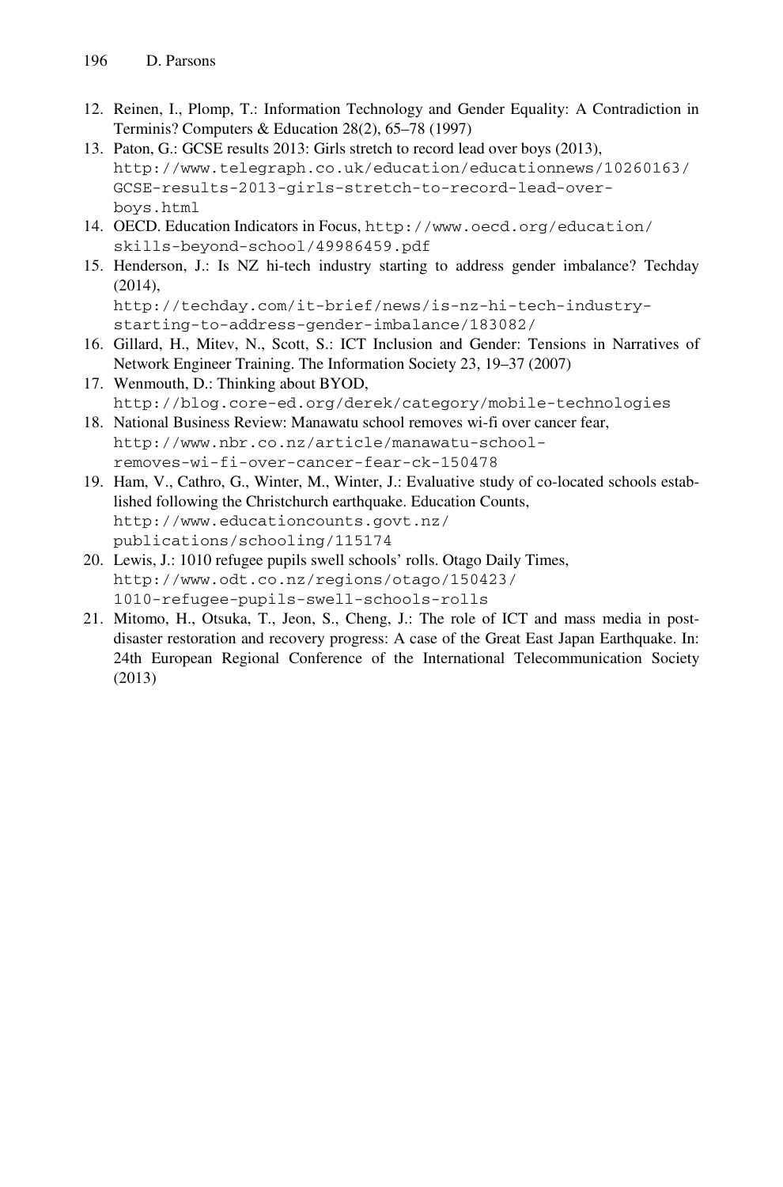12. Reinen, I., Plomp, T.: Information Technology and Gender Equality: A Contradiction in Terminis? Computers & Education 28(2), 65–78 (1997)
13. Paton, G.: GCSE results 2013: Girls stretch to record lead over boys (2013), http://www.telegraph.co.uk/education/educationnews/10260163/GCSE-results-2013-girls-stretch-to-record-lead-over-boys.html
14. OECD. Education Indicators in Focus, http://www.oecd.org/education/skills-beyond-school/49986459.pdf
15. Henderson, J.: Is NZ hi-tech industry starting to address gender imbalance? Techday (2014), http://techday.com/it-brief/news/is-nz-hi-tech-industry-starting-to-address-gender-imbalance/183082/
16. Gillard, H., Mitev, N., Scott, S.: ICT Inclusion and Gender: Tensions in Narratives of Network Engineer Training. The Information Society 23, 19–37 (2007)
17. Wenmouth, D.: Thinking about BYOD, http://blog.core-ed.org/derek/category/mobile-technologies
18. National Business Review: Manawatu school removes wi-fi over cancer fear, http://www.nbr.co.nz/article/manawatu-school-removes-wi-fi-over-cancer-fear-ck-150478
19. Ham, V., Cathro, G., Winter, M., Winter, J.: Evaluative study of co-located schools established following the Christchurch earthquake. Education Counts, http://www.educationcounts.govt.nz/publications/schooling/115174
20. Lewis, J.: 1010 refugee pupils swell schools' rolls. Otago Daily Times, http://www.odt.co.nz/regions/otago/150423/1010-refugee-pupils-swell-schools-rolls
21. Mitomo, H., Otsuka, T., Jeon, S., Cheng, J.: The role of ICT and mass media in post-disaster restoration and recovery progress: A case of the Great East Japan Earthquake. In: 24th European Regional Conference of the International Telecommunication Society (2013)